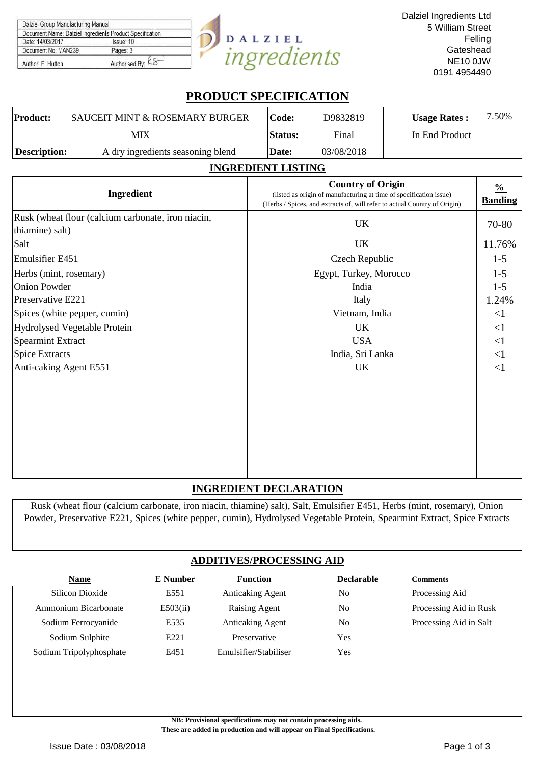| | |
|---|---|
| Dalziel Group Manufacturing Manual | |
| Document Name: Dalziel ingredients Product Specification | |
| Date: 14/03/2017 | Issue: 10 |
| Document No: MAN239 | Pages: 3 |
| Author: F. Hutton | Authorised By: RS |

DALZIEL *ingredients*

Dalziel Ingredients Ltd
5 William Street
Felling
Gateshead
NE10 0JW
0191 4954490

# PRODUCT SPECIFICATION

| | | | | | |
|---|---|---|---|---|---|
| **Product:** | SAUCEIT MINT & ROSEMARY BURGER MIX | **Code:** | D9832819 | **Usage Rates :** | 7.50% |
| | | **Status:** | Final | In End Product | |
| **Description:** | A dry ingredients seasoning blend | **Date:** | 03/08/2018 | | |

## INGREDIENT LISTING

| Ingredient | Country of Origin (listed as origin of manufacturing at time of specification issue) (Herbs / Spices, and extracts of, will refer to actual Country of Origin) | % Banding |
|---|---|---|
| Rusk (wheat flour (calcium carbonate, iron niacin, thiamine) salt) | UK | 70-80 |
| Salt | UK | 11.76% |
| Emulsifier E451 | Czech Republic | 1-5 |
| Herbs (mint, rosemary) | Egypt, Turkey, Morocco | 1-5 |
| Onion Powder | India | 1-5 |
| Preservative E221 | Italy | 1.24% |
| Spices (white pepper, cumin) | Vietnam, India | <1 |
| Hydrolysed Vegetable Protein | UK | <1 |
| Spearmint Extract | USA | <1 |
| Spice Extracts | India, Sri Lanka | <1 |
| Anti-caking Agent E551 | UK | <1 |

## INGREDIENT DECLARATION

Rusk (wheat flour (calcium carbonate, iron niacin, thiamine) salt), Salt, Emulsifier E451, Herbs (mint, rosemary), Onion Powder, Preservative E221, Spices (white pepper, cumin), Hydrolysed Vegetable Protein, Spearmint Extract, Spice Extracts

## ADDITIVES/PROCESSING AID

| Name | E Number | Function | Declarable | Comments |
|---|---|---|---|---|
| Silicon Dioxide | E551 | Anticaking Agent | No | Processing Aid |
| Ammonium Bicarbonate | E503(ii) | Raising Agent | No | Processing Aid in Rusk |
| Sodium Ferrocyanide | E535 | Anticaking Agent | No | Processing Aid in Salt |
| Sodium Sulphite | E221 | Preservative | Yes | |
| Sodium Tripolyphosphate | E451 | Emulsifier/Stabiliser | Yes | |

**NB: Provisional specifications may not contain processing aids.**
**These are added in production and will appear on Final Specifications.**

Issue Date : 03/08/2018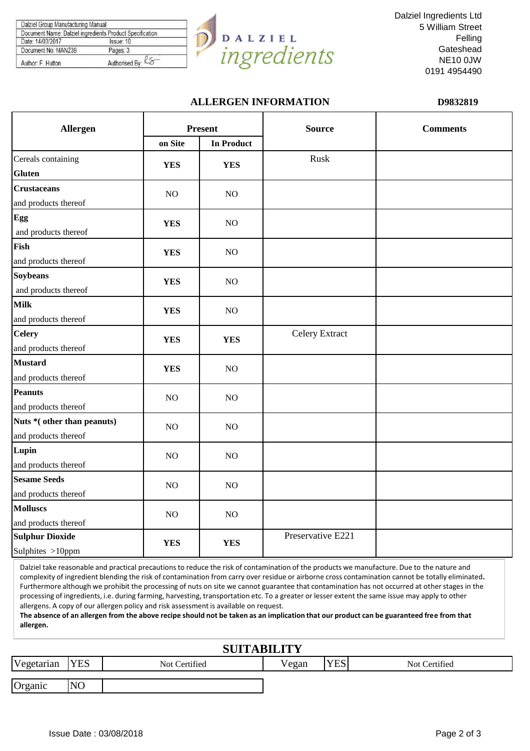| | |
|---|---|
| Dalziel Group Manufacturing Manual | |
| Document Name: Dalziel ingredients Product Specification | |
| Date: 14/03/2017 | Issue: 10 |
| Document No: MAN239 | Pages: 3 |
| Author: F. Hutton | Authorised By: RS |

Dalziel Ingredients Ltd
5 William Street
Felling
Gateshead
NE10 0JW
0191 4954490

## ALLERGEN INFORMATION

**D9832819**

| **Allergen** | **Present** | | **Source** | **Comments** |
|---|---|---|---|---|
| | **on Site** | **In Product** | | |
| Cereals containing **Gluten** | **YES** | **YES** | Rusk | |
| **Crustaceans** and products thereof | NO | NO | | |
| **Egg** and products thereof | **YES** | NO | | |
| **Fish** and products thereof | **YES** | NO | | |
| **Soybeans** and products thereof | **YES** | NO | | |
| **Milk** and products thereof | **YES** | NO | | |
| **Celery** and products thereof | **YES** | **YES** | Celery Extract | |
| **Mustard** and products thereof | **YES** | NO | | |
| **Peanuts** and products thereof | NO | NO | | |
| **Nuts *( other than peanuts)** and products thereof | NO | NO | | |
| **Lupin** and products thereof | NO | NO | | |
| **Sesame Seeds** and products thereof | NO | NO | | |
| **Molluscs** and products thereof | NO | NO | | |
| **Sulphur Dioxide** Sulphites >10ppm | **YES** | **YES** | Preservative E221 | |

Dalziel take reasonable and practical precautions to reduce the risk of contamination of the products we manufacture. Due to the nature and complexity of ingredient blending the risk of contamination from carry over residue or airborne cross contamination cannot be totally eliminated. Furthermore although we prohibit the processing of nuts on site we cannot guarantee that contamination has not occurred at other stages in the processing of ingredients, i.e. during farming, harvesting, transportation etc. To a greater or lesser extent the same issue may apply to other allergens. A copy of our allergen policy and risk assessment is available on request.
**The absence of an allergen from the above recipe should not be taken as an implication that our product can be guaranteed free from that allergen.**

## SUITABILITY

| | | | | | |
|---|---|---|---|---|---|
| Vegetarian | YES | Not Certified | Vegan | YES | Not Certified |
| Organic | NO | | | | |

Issue Date : 03/08/2018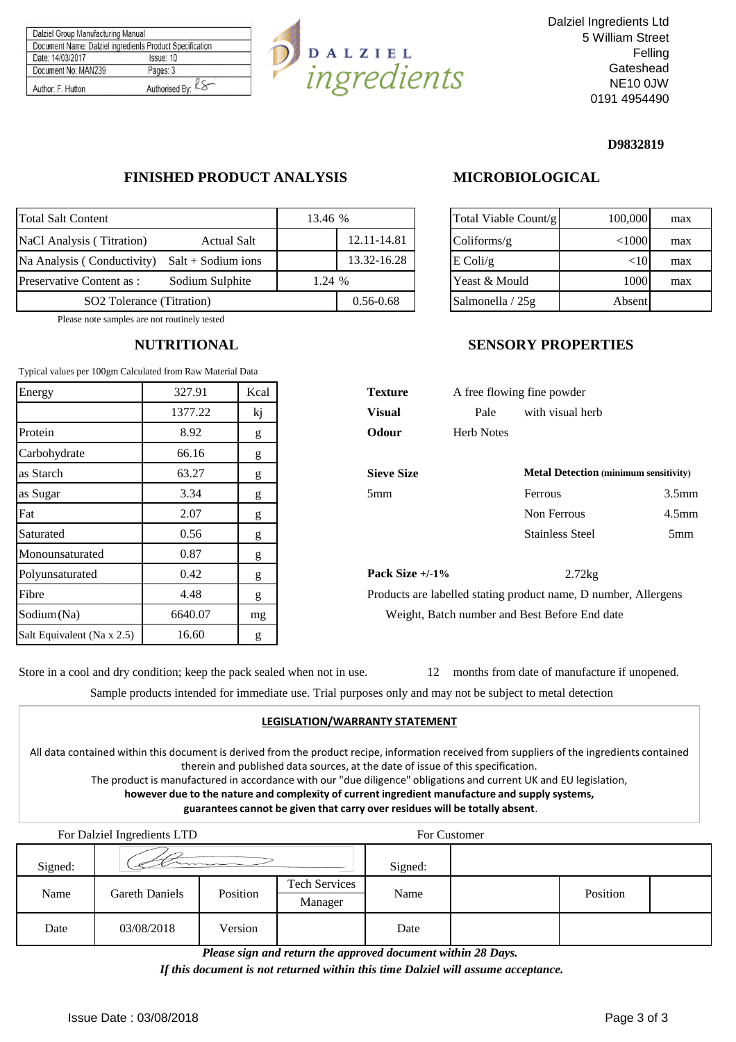| | |
|---|---|
| Dalziel Group Manufacturing Manual | |
| Document Name: Dalziel Ingredients Product Specification | |
| Date: 14/03/2017 | Issue: 10 |
| Document No: MAN239 | Pages: 3 |
| Author: F. Hutton | Authorised By: |

DALZIEL ingredients

Dalziel Ingredients Ltd
5 William Street
Felling
Gateshead
NE10 0JW
0191 4954490

**D9832819**

## FINISHED PRODUCT ANALYSIS

| | | | |
|---|---|---|---|
| Total Salt Content | | 13.46 % | |
| NaCl Analysis ( Titration) | Actual Salt | | 12.11-14.81 |
| Na Analysis ( Conductivity) | Salt + Sodium ions | | 13.32-16.28 |
| Preservative Content as : | Sodium Sulphite | 1.24 % | |
| SO2 Tolerance (Titration) | | | 0.56-0.68 |

Please note samples are not routinely tested

## MICROBIOLOGICAL

| | | |
|---|---|---|
| Total Viable Count/g | 100,000 | max |
| Coliforms/g | <1000 | max |
| E Coli/g | <10 | max |
| Yeast & Mould | 1000 | max |
| Salmonella / 25g | Absent | |

## NUTRITIONAL

Typical values per 100gm Calculated from Raw Material Data

| | | |
|---|---|---|
| Energy | 327.91 | Kcal |
| | 1377.22 | kj |
| Protein | 8.92 | g |
| Carbohydrate | 66.16 | g |
| as Starch | 63.27 | g |
| as Sugar | 3.34 | g |
| Fat | 2.07 | g |
| Saturated | 0.56 | g |
| Monounsaturated | 0.87 | g |
| Polyunsaturated | 0.42 | g |
| Fibre | 4.48 | g |
| Sodium (Na) | 6640.07 | mg |
| Salt Equivalent (Na x 2.5) | 16.60 | g |

## SENSORY PROPERTIES

**Texture** A free flowing fine powder

**Visual** Pale with visual herb

**Odour** Herb Notes

**Sieve Size**

5mm

**Metal Detection (minimum sensitivity)**

| | |
|---|---|
| Ferrous | 3.5mm |
| Non Ferrous | 4.5mm |
| Stainless Steel | 5mm |

**Pack Size +/-1%** 2.72kg

Products are labelled stating product name, D number, Allergens Weight, Batch number and Best Before End date

Store in a cool and dry condition; keep the pack sealed when not in use. 12 months from date of manufacture if unopened.

Sample products intended for immediate use. Trial purposes only and may not be subject to metal detection

**LEGISLATION/WARRANTY STATEMENT**

All data contained within this document is derived from the product recipe, information received from suppliers of the ingredients contained therein and published data sources, at the date of issue of this specification.
The product is manufactured in accordance with our "due diligence" obligations and current UK and EU legislation,
**however due to the nature and complexity of current ingredient manufacture and supply systems, guarantees cannot be given that carry over residues will be totally absent**.

| For Dalziel Ingredients LTD | | | | For Customer | | | |
|---|---|---|---|---|---|---|---|
| Signed: | | | | Signed: | | | |
| Name | Gareth Daniels | Position | Tech Services Manager | Name | | Position | |
| Date | 03/08/2018 | Version | | Date | | | |

***Please sign and return the approved document within 28 Days.***
***If this document is not returned within this time Dalziel will assume acceptance.***

Issue Date : 03/08/2018